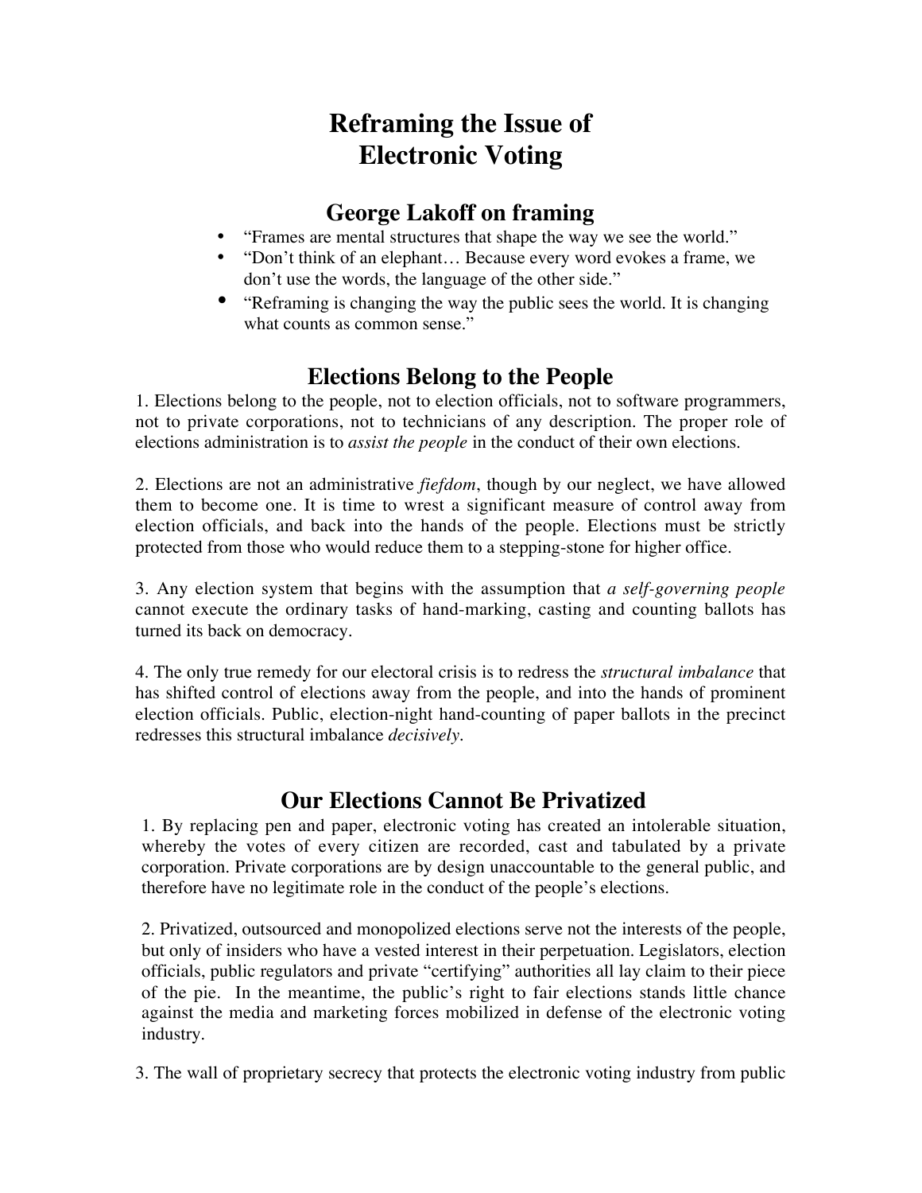# Reframing the Issue of Electronic Voting

## George Lakoff on framing

- "Frames are mental structures that shape the way we see the world."
- "Don't think of an elephant… Because every word evokes a frame, we don't use the words, the language of the other side."
- "Reframing is changing the way the public sees the world. It is changing what counts as common sense."

## Elections Belong to the People

1. Elections belong to the people, not to election officials, not to software programmers, not to private corporations, not to technicians of any description. The proper role of elections administration is to *assist the people* in the conduct of their own elections.

2. Elections are not an administrative *fiefdom*, though by our neglect, we have allowed them to become one. It is time to wrest a significant measure of control away from election officials, and back into the hands of the people. Elections must be strictly protected from those who would reduce them to a stepping-stone for higher office.

3. Any election system that begins with the assumption that *a self-governing people* cannot execute the ordinary tasks of hand-marking, casting and counting ballots has turned its back on democracy.

4. The only true remedy for our electoral crisis is to redress the *structural imbalance* that has shifted control of elections away from the people, and into the hands of prominent election officials. Public, election-night hand-counting of paper ballots in the precinct redresses this structural imbalance *decisively*.

## Our Elections Cannot Be Privatized

1. By replacing pen and paper, electronic voting has created an intolerable situation, whereby the votes of every citizen are recorded, cast and tabulated by a private corporation. Private corporations are by design unaccountable to the general public, and therefore have no legitimate role in the conduct of the people's elections.

2. Privatized, outsourced and monopolized elections serve not the interests of the people, but only of insiders who have a vested interest in their perpetuation. Legislators, election officials, public regulators and private "certifying" authorities all lay claim to their piece of the pie. In the meantime, the public's right to fair elections stands little chance against the media and marketing forces mobilized in defense of the electronic voting industry.

3. The wall of proprietary secrecy that protects the electronic voting industry from public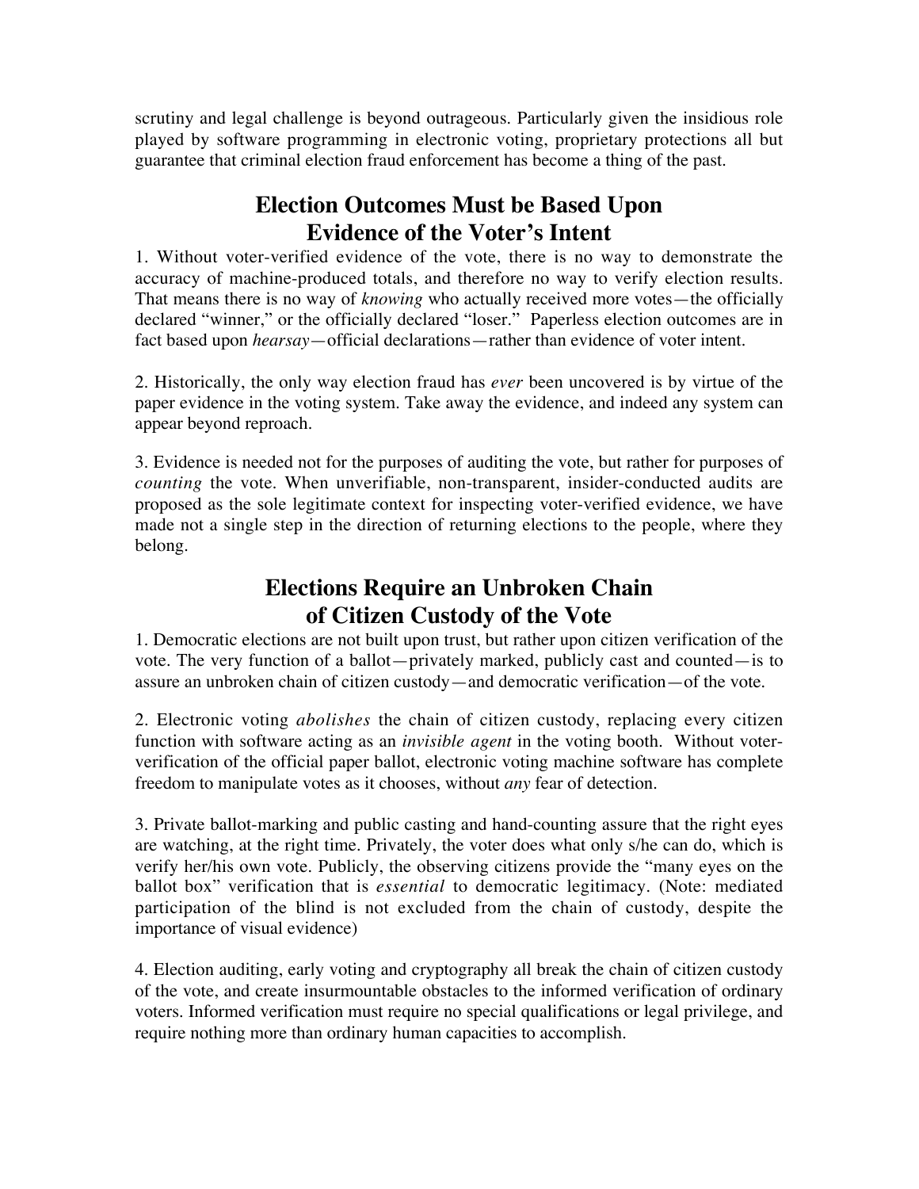scrutiny and legal challenge is beyond outrageous. Particularly given the insidious role played by software programming in electronic voting, proprietary protections all but guarantee that criminal election fraud enforcement has become a thing of the past.

## Election Outcomes Must be Based Upon Evidence of the Voter's Intent

1. Without voter-verified evidence of the vote, there is no way to demonstrate the accuracy of machine-produced totals, and therefore no way to verify election results. That means there is no way of *knowing* who actually received more votes—the officially declared "winner," or the officially declared "loser." Paperless election outcomes are in fact based upon *hearsay*—official declarations—rather than evidence of voter intent.

2. Historically, the only way election fraud has *ever* been uncovered is by virtue of the paper evidence in the voting system. Take away the evidence, and indeed any system can appear beyond reproach.

3. Evidence is needed not for the purposes of auditing the vote, but rather for purposes of *counting* the vote. When unverifiable, non-transparent, insider-conducted audits are proposed as the sole legitimate context for inspecting voter-verified evidence, we have made not a single step in the direction of returning elections to the people, where they belong.

## Elections Require an Unbroken Chain of Citizen Custody of the Vote

1. Democratic elections are not built upon trust, but rather upon citizen verification of the vote. The very function of a ballot—privately marked, publicly cast and counted—is to assure an unbroken chain of citizen custody—and democratic verification—of the vote.

2. Electronic voting *abolishes* the chain of citizen custody, replacing every citizen function with software acting as an *invisible agent* in the voting booth. Without voter-verification of the official paper ballot, electronic voting machine software has complete freedom to manipulate votes as it chooses, without *any* fear of detection.

3. Private ballot-marking and public casting and hand-counting assure that the right eyes are watching, at the right time. Privately, the voter does what only s/he can do, which is verify her/his own vote. Publicly, the observing citizens provide the "many eyes on the ballot box" verification that is *essential* to democratic legitimacy. (Note: mediated participation of the blind is not excluded from the chain of custody, despite the importance of visual evidence)

4. Election auditing, early voting and cryptography all break the chain of citizen custody of the vote, and create insurmountable obstacles to the informed verification of ordinary voters. Informed verification must require no special qualifications or legal privilege, and require nothing more than ordinary human capacities to accomplish.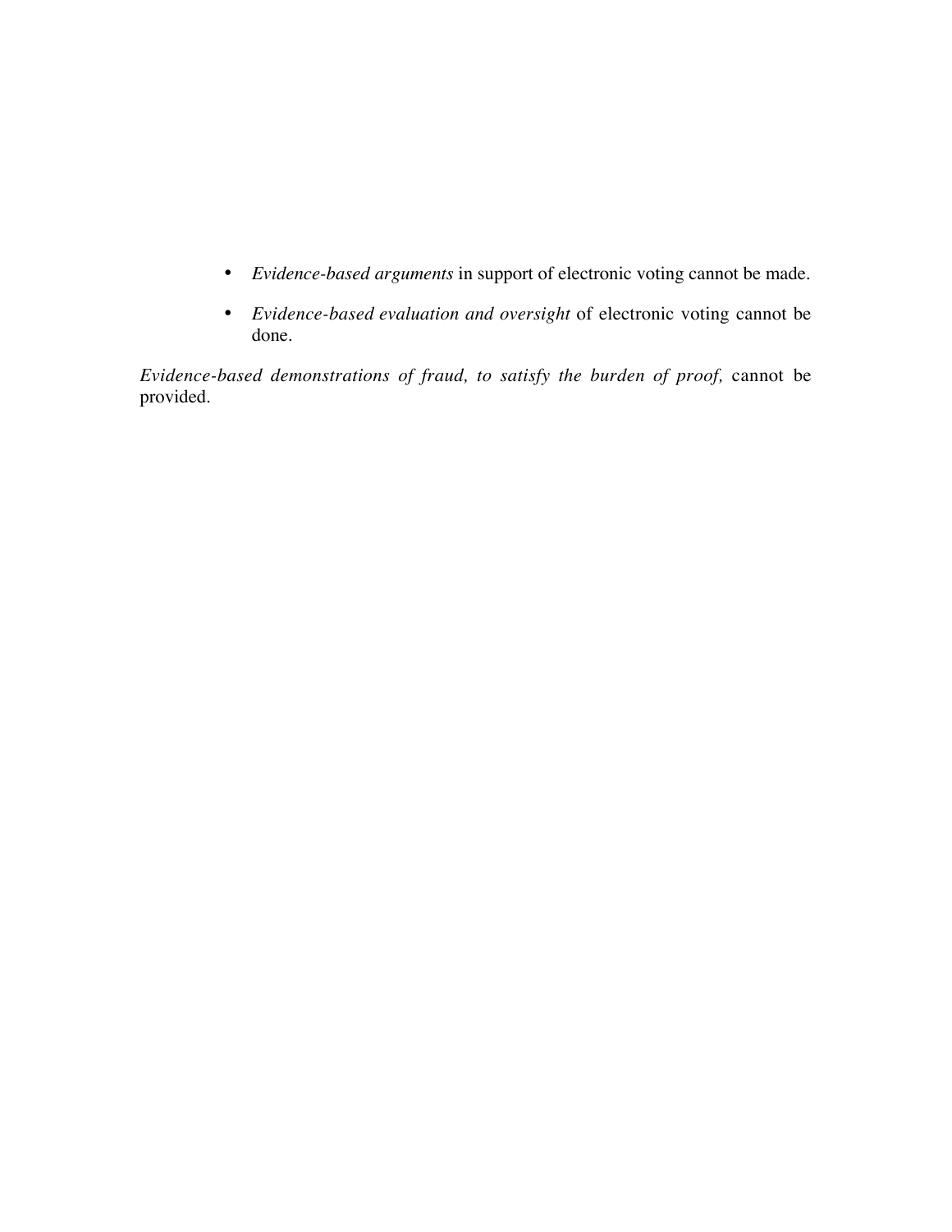- *Evidence-based arguments* in support of electronic voting cannot be made.
- *Evidence-based evaluation and oversight* of electronic voting cannot be done.

*Evidence-based demonstrations of fraud, to satisfy the burden of proof,* cannot be provided.